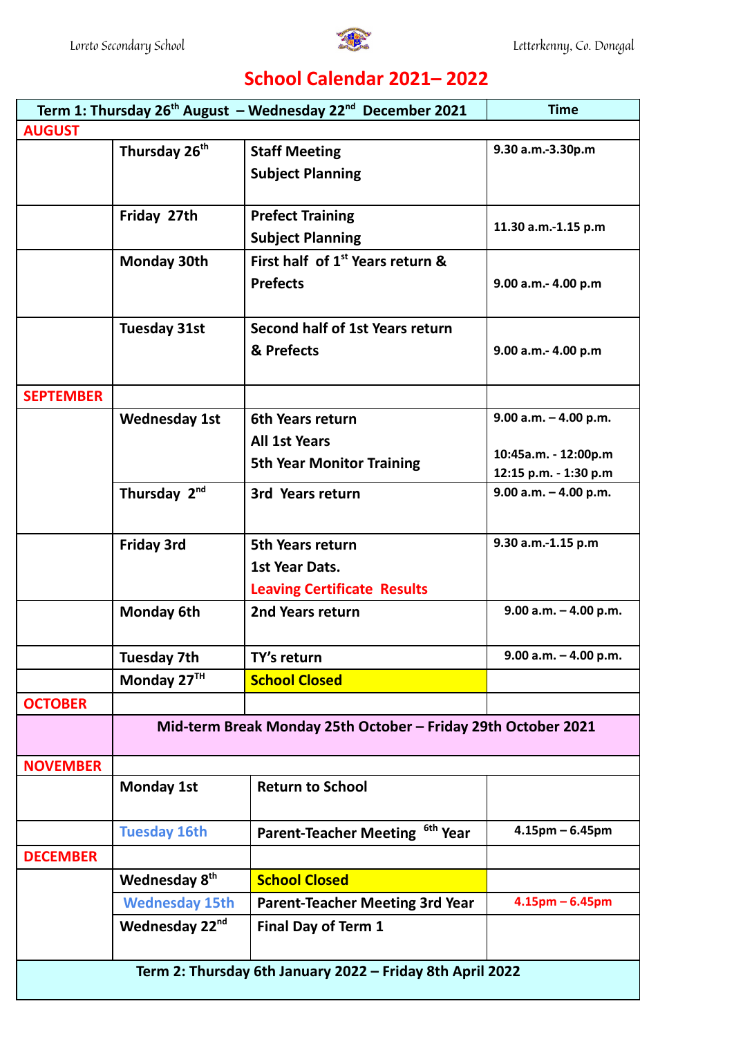Loreto Secondary School — Letterkenny, Co. Donegal

# School Calendar 2021– 2022

| Term 1: Thursday 26th August – Wednesday 22nd December 2021 | | | Time |
|---|---|---|---|
| **AUGUST** | | | |
| | Thursday 26th | Staff Meeting<br>Subject Planning | 9.30 a.m.-3.30p.m |
| | Friday 27th | Prefect Training<br>Subject Planning | 11.30 a.m.-1.15 p.m |
| | Monday 30th | First half of 1st Years return & Prefects | 9.00 a.m.- 4.00 p.m |
| | Tuesday 31st | Second half of 1st Years return & Prefects | 9.00 a.m.- 4.00 p.m |
| **SEPTEMBER** | | | |
| | Wednesday 1st | 6th Years return<br>All 1st Years<br>5th Year Monitor Training | 9.00 a.m. – 4.00 p.m.<br>10:45a.m. - 12:00p.m<br>12:15 p.m. - 1:30 p.m |
| | Thursday 2nd | 3rd Years return | 9.00 a.m. – 4.00 p.m. |
| | Friday 3rd | 5th Years return<br>1st Year Dats.<br>Leaving Certificate Results | 9.30 a.m.-1.15 p.m |
| | Monday 6th | 2nd Years return | 9.00 a.m. – 4.00 p.m. |
| | Tuesday 7th | TY's return | 9.00 a.m. – 4.00 p.m. |
| | Monday 27TH | School Closed | |
| **OCTOBER** | | | |
| | Mid-term Break Monday 25th October – Friday 29th October 2021 | | |
| **NOVEMBER** | | | |
| | Monday 1st | Return to School | |
| | Tuesday 16th | Parent-Teacher Meeting 6th Year | 4.15pm – 6.45pm |
| **DECEMBER** | | | |
| | Wednesday 8th | School Closed | |
| | Wednesday 15th | Parent-Teacher Meeting 3rd Year | 4.15pm – 6.45pm |
| | Wednesday 22nd | Final Day of Term 1 | |
| Term 2: Thursday 6th January 2022 – Friday 8th April 2022 | | | |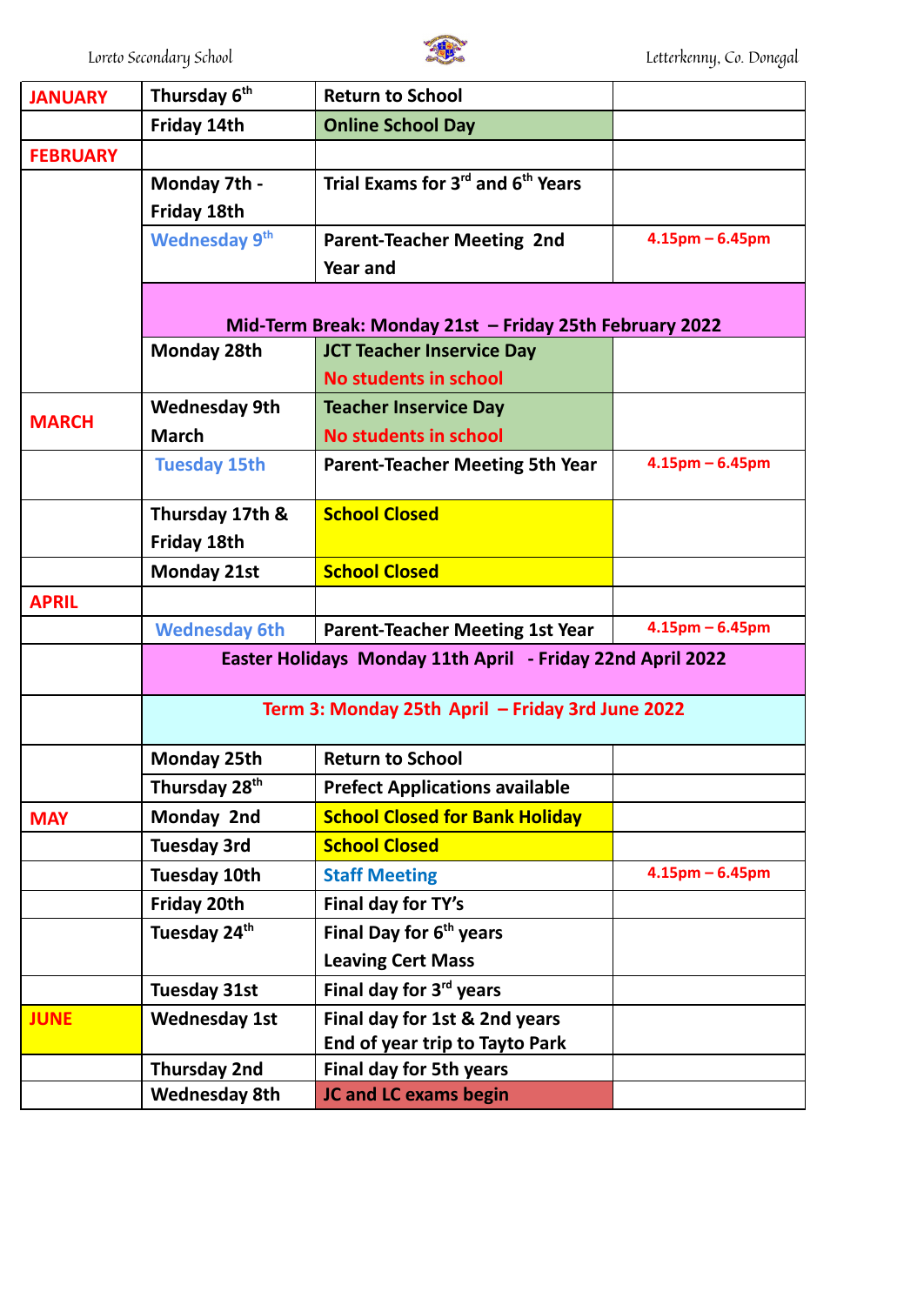| | | | |
|---|---|---|---|
| JANUARY | Thursday 6th | Return to School | |
| | Friday 14th | Online School Day | |
| FEBRUARY | | | |
| | Monday 7th - Friday 18th | Trial Exams for 3rd and 6th Years | |
| | Wednesday 9th | Parent-Teacher Meeting 2nd Year and | 4.15pm – 6.45pm |
| | Mid-Term Break: Monday 21st – Friday 25th February 2022 | | |
| | Monday 28th | JCT Teacher Inservice Day No students in school | |
| MARCH | Wednesday 9th March | Teacher Inservice Day No students in school | |
| | Tuesday 15th | Parent-Teacher Meeting 5th Year | 4.15pm – 6.45pm |
| | Thursday 17th & Friday 18th | School Closed | |
| | Monday 21st | School Closed | |
| APRIL | | | |
| | Wednesday 6th | Parent-Teacher Meeting 1st Year | 4.15pm – 6.45pm |
| | Easter Holidays Monday 11th April - Friday 22nd April 2022 | | |
| | Term 3: Monday 25th April – Friday 3rd June 2022 | | |
| | Monday 25th | Return to School | |
| | Thursday 28th | Prefect Applications available | |
| MAY | Monday 2nd | School Closed for Bank Holiday | |
| | Tuesday 3rd | School Closed | |
| | Tuesday 10th | Staff Meeting | 4.15pm – 6.45pm |
| | Friday 20th | Final day for TY's | |
| | Tuesday 24th | Final Day for 6th years Leaving Cert Mass | |
| | Tuesday 31st | Final day for 3rd years | |
| JUNE | Wednesday 1st | Final day for 1st & 2nd years End of year trip to Tayto Park | |
| | Thursday 2nd | Final day for 5th years | |
| | Wednesday 8th | JC and LC exams begin | |